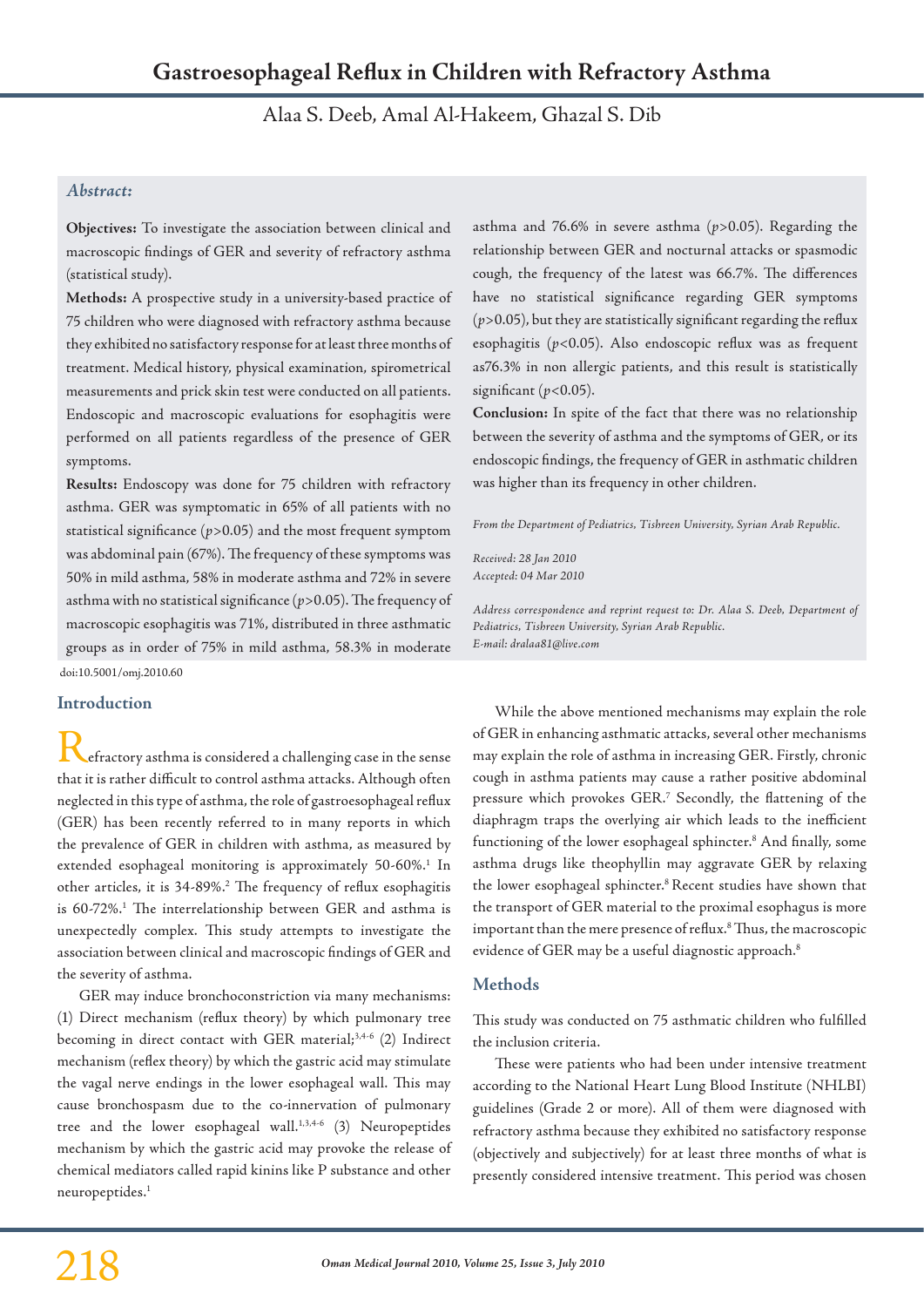# Gastroesophageal Reflux in Children with Refractory Asthma

Alaa S. Deeb, Amal Al-Hakeem, Ghazal S. Dib

## *Abstract:*

**Objectives:** To investigate the association between clinical and macroscopic findings of GER and severity of refractory asthma (statistical study).

**Methods:** A prospective study in a university-based practice of 75 children who were diagnosed with refractory asthma because they exhibited no satisfactory response for at least three months of treatment. Medical history, physical examination, spirometrical measurements and prick skin test were conducted on all patients. Endoscopic and macroscopic evaluations for esophagitis were performed on all patients regardless of the presence of GER symptoms.

**Results:** Endoscopy was done for 75 children with refractory asthma. GER was symptomatic in 65% of all patients with no statistical significance ($p>0.05$) and the most frequent symptom was abdominal pain (67%). The frequency of these symptoms was 50% in mild asthma, 58% in moderate asthma and 72% in severe asthma with no statistical significance ($p>0.05$). The frequency of macroscopic esophagitis was 71%, distributed in three asthmatic groups as in order of 75% in mild asthma, 58.3% in moderate asthma and 76.6% in severe asthma ($p>0.05$). Regarding the relationship between GER and nocturnal attacks or spasmodic cough, the frequency of the latest was 66.7%. The differences have no statistical significance regarding GER symptoms ($p>0.05$), but they are statistically significant regarding the reflux esophagitis ($p<0.05$). Also endoscopic reflux was as frequent as76.3% in non allergic patients, and this result is statistically significant ($p<0.05$).

**Conclusion:** In spite of the fact that there was no relationship between the severity of asthma and the symptoms of GER, or its endoscopic findings, the frequency of GER in asthmatic children was higher than its frequency in other children.

*From the Department of Pediatrics, Tishreen University, Syrian Arab Republic.*

*Received: 28 Jan 2010*
*Accepted: 04 Mar 2010*

*Address correspondence and reprint request to: Dr. Alaa S. Deeb, Department of Pediatrics, Tishreen University, Syrian Arab Republic.*
*E-mail: dralaa81@live.com*

doi:10.5001/omj.2010.60

## Introduction

Refractory asthma is considered a challenging case in the sense that it is rather difficult to control asthma attacks. Although often neglected in this type of asthma, the role of gastroesophageal reflux (GER) has been recently referred to in many reports in which the prevalence of GER in children with asthma, as measured by extended esophageal monitoring is approximately 50-60%.[1] In other articles, it is 34-89%.[2] The frequency of reflux esophagitis is 60-72%.[1] The interrelationship between GER and asthma is unexpectedly complex. This study attempts to investigate the association between clinical and macroscopic findings of GER and the severity of asthma.

GER may induce bronchoconstriction via many mechanisms: (1) Direct mechanism (reflux theory) by which pulmonary tree becoming in direct contact with GER material;[3,4-6] (2) Indirect mechanism (reflex theory) by which the gastric acid may stimulate the vagal nerve endings in the lower esophageal wall. This may cause bronchospasm due to the co-innervation of pulmonary tree and the lower esophageal wall.[1,3,4-6] (3) Neuropeptides mechanism by which the gastric acid may provoke the release of chemical mediators called rapid kinins like P substance and other neuropeptides.[1]

While the above mentioned mechanisms may explain the role of GER in enhancing asthmatic attacks, several other mechanisms may explain the role of asthma in increasing GER. Firstly, chronic cough in asthma patients may cause a rather positive abdominal pressure which provokes GER.[7] Secondly, the flattening of the diaphragm traps the overlying air which leads to the inefficient functioning of the lower esophageal sphincter.[8] And finally, some asthma drugs like theophyllin may aggravate GER by relaxing the lower esophageal sphincter.[8] Recent studies have shown that the transport of GER material to the proximal esophagus is more important than the mere presence of reflux.[8] Thus, the macroscopic evidence of GER may be a useful diagnostic approach.[8]

## Methods

This study was conducted on 75 asthmatic children who fulfilled the inclusion criteria.

These were patients who had been under intensive treatment according to the National Heart Lung Blood Institute (NHLBI) guidelines (Grade 2 or more). All of them were diagnosed with refractory asthma because they exhibited no satisfactory response (objectively and subjectively) for at least three months of what is presently considered intensive treatment. This period was chosen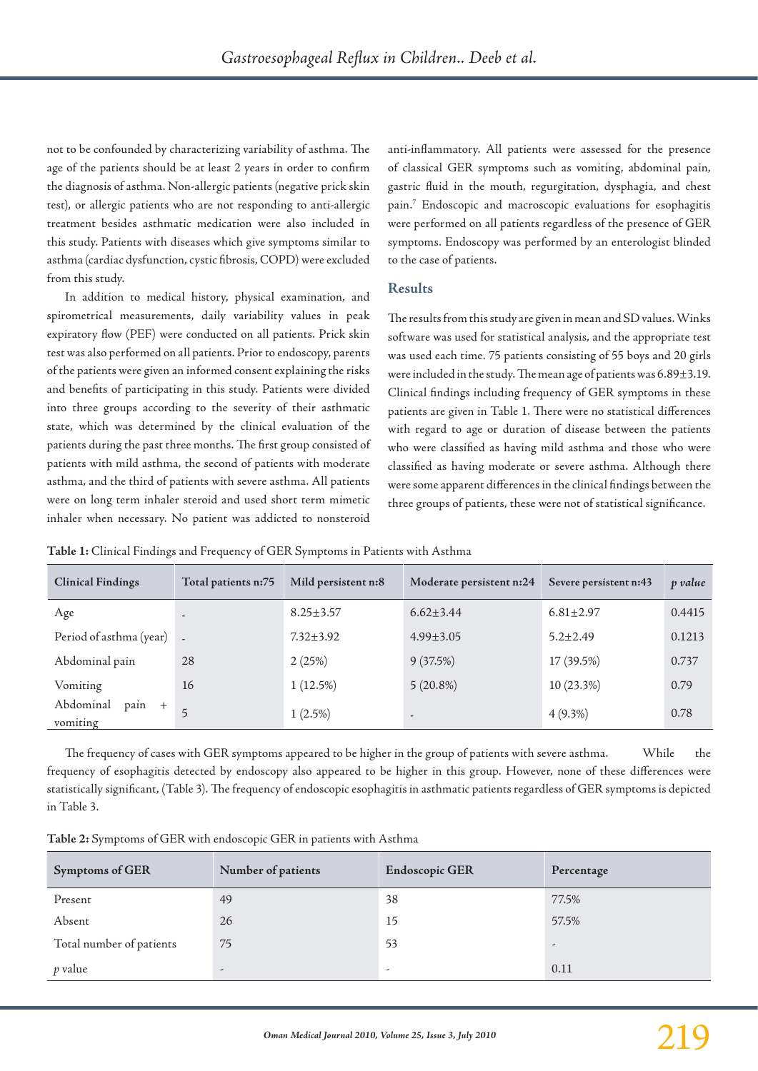not to be confounded by characterizing variability of asthma. The age of the patients should be at least 2 years in order to confirm the diagnosis of asthma. Non-allergic patients (negative prick skin test), or allergic patients who are not responding to anti-allergic treatment besides asthmatic medication were also included in this study. Patients with diseases which give symptoms similar to asthma (cardiac dysfunction, cystic fibrosis, COPD) were excluded from this study.

In addition to medical history, physical examination, and spirometrical measurements, daily variability values in peak expiratory flow (PEF) were conducted on all patients. Prick skin test was also performed on all patients. Prior to endoscopy, parents of the patients were given an informed consent explaining the risks and benefits of participating in this study. Patients were divided into three groups according to the severity of their asthmatic state, which was determined by the clinical evaluation of the patients during the past three months. The first group consisted of patients with mild asthma, the second of patients with moderate asthma, and the third of patients with severe asthma. All patients were on long term inhaler steroid and used short term mimetic inhaler when necessary. No patient was addicted to nonsteroid anti-inflammatory. All patients were assessed for the presence of classical GER symptoms such as vomiting, abdominal pain, gastric fluid in the mouth, regurgitation, dysphagia, and chest pain.[7] Endoscopic and macroscopic evaluations for esophagitis were performed on all patients regardless of the presence of GER symptoms. Endoscopy was performed by an enterologist blinded to the case of patients.

## Results

The results from this study are given in mean and SD values. Winks software was used for statistical analysis, and the appropriate test was used each time. 75 patients consisting of 55 boys and 20 girls were included in the study. The mean age of patients was 6.89±3.19. Clinical findings including frequency of GER symptoms in these patients are given in Table 1. There were no statistical differences with regard to age or duration of disease between the patients who were classified as having mild asthma and those who were classified as having moderate or severe asthma. Although there were some apparent differences in the clinical findings between the three groups of patients, these were not of statistical significance.

**Table 1:** Clinical Findings and Frequency of GER Symptoms in Patients with Asthma

| Clinical Findings | Total patients n:75 | Mild persistent n:8 | Moderate persistent n:24 | Severe persistent n:43 | *p value* |
|---|---|---|---|---|---|
| Age | - | 8.25±3.57 | 6.62±3.44 | 6.81±2.97 | 0.4415 |
| Period of asthma (year) | - | 7.32±3.92 | 4.99±3.05 | 5.2±2.49 | 0.1213 |
| Abdominal pain | 28 | 2 (25%) | 9 (37.5%) | 17 (39.5%) | 0.737 |
| Vomiting | 16 | 1 (12.5%) | 5 (20.8%) | 10 (23.3%) | 0.79 |
| Abdominal pain + vomiting | 5 | 1 (2.5%) | - | 4 (9.3%) | 0.78 |

The frequency of cases with GER symptoms appeared to be higher in the group of patients with severe asthma. While the frequency of esophagitis detected by endoscopy also appeared to be higher in this group. However, none of these differences were statistically significant, (Table 3). The frequency of endoscopic esophagitis in asthmatic patients regardless of GER symptoms is depicted in Table 3.

**Table 2:** Symptoms of GER with endoscopic GER in patients with Asthma

| Symptoms of GER | Number of patients | Endoscopic GER | Percentage |
|---|---|---|---|
| Present | 49 | 38 | 77.5% |
| Absent | 26 | 15 | 57.5% |
| Total number of patients | 75 | 53 | - |
| *p* value | - | - | 0.11 |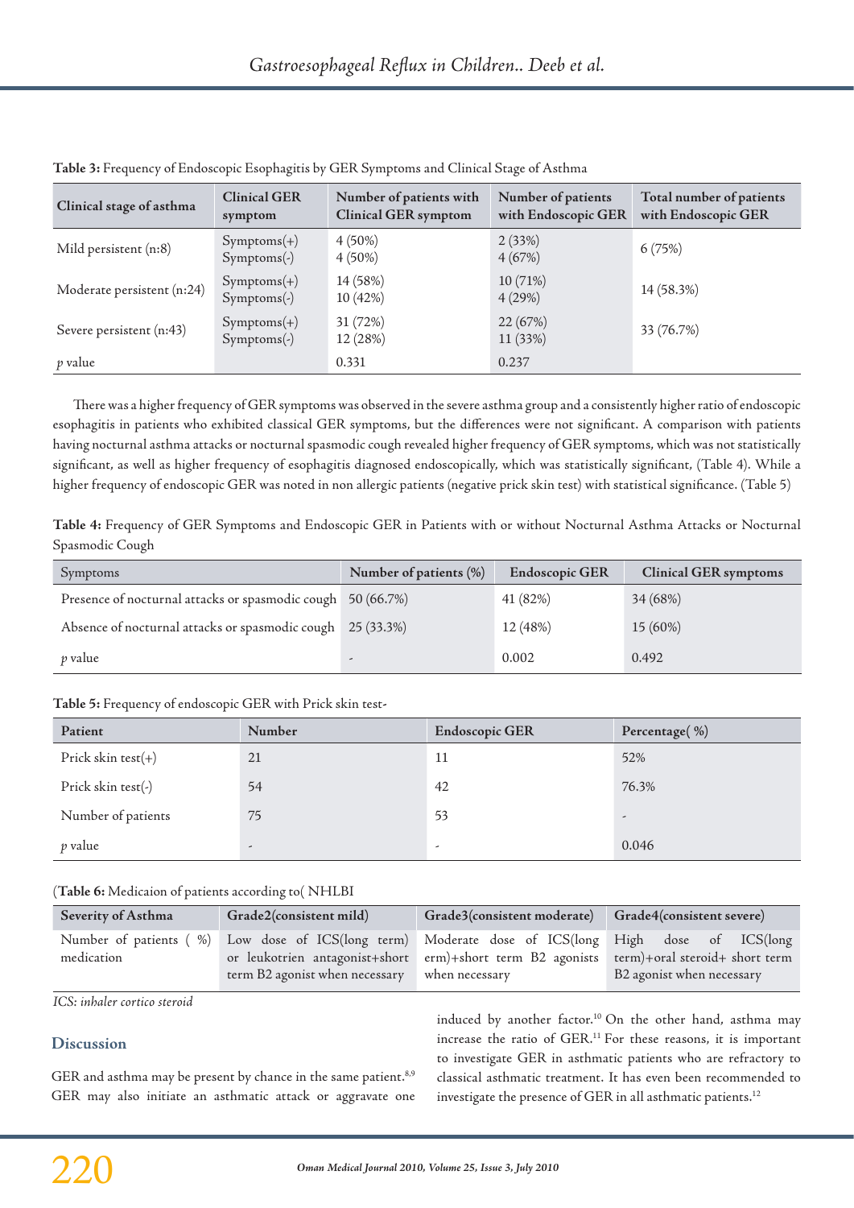**Table 3:** Frequency of Endoscopic Esophagitis by GER Symptoms and Clinical Stage of Asthma

| Clinical stage of asthma | Clinical GER symptom | Number of patients with Clinical GER symptom | Number of patients with Endoscopic GER | Total number of patients with Endoscopic GER |
|---|---|---|---|---|
| Mild persistent (n:8) | Symptoms(+)<br>Symptoms(-) | 4 (50%)<br>4 (50%) | 2 (33%)<br>4 (67%) | 6 (75%) |
| Moderate persistent (n:24) | Symptoms(+)<br>Symptoms(-) | 14 (58%)<br>10 (42%) | 10 (71%)<br>4 (29%) | 14 (58.3%) |
| Severe persistent (n:43) | Symptoms(+)<br>Symptoms(-) | 31 (72%)<br>12 (28%) | 22 (67%)<br>11 (33%) | 33 (76.7%) |
| *p* value | | 0.331 | 0.237 | |

There was a higher frequency of GER symptoms was observed in the severe asthma group and a consistently higher ratio of endoscopic esophagitis in patients who exhibited classical GER symptoms, but the differences were not significant. A comparison with patients having nocturnal asthma attacks or nocturnal spasmodic cough revealed higher frequency of GER symptoms, which was not statistically significant, as well as higher frequency of esophagitis diagnosed endoscopically, which was statistically significant, (Table 4). While a higher frequency of endoscopic GER was noted in non allergic patients (negative prick skin test) with statistical significance. (Table 5)

**Table 4:** Frequency of GER Symptoms and Endoscopic GER in Patients with or without Nocturnal Asthma Attacks or Nocturnal Spasmodic Cough

| Symptoms | Number of patients (%) | Endoscopic GER | Clinical GER symptoms |
|---|---|---|---|
| Presence of nocturnal attacks or spasmodic cough | 50 (66.7%) | 41 (82%) | 34 (68%) |
| Absence of nocturnal attacks or spasmodic cough | 25 (33.3%) | 12 (48%) | 15 (60%) |
| *p* value | - | 0.002 | 0.492 |

**Table 5:** Frequency of endoscopic GER with Prick skin test-

| Patient | Number | Endoscopic GER | Percentage( %) |
|---|---|---|---|
| Prick skin test(+) | 21 | 11 | 52% |
| Prick skin test(-) | 54 | 42 | 76.3% |
| Number of patients | 75 | 53 | - |
| *p* value | - | - | 0.046 |

(**Table 6:** Medicaion of patients according to( NHLBI

| Severity of Asthma | Grade2(consistent mild) | Grade3(consistent moderate) | Grade4(consistent severe) |
|---|---|---|---|
| Number of patients ( %) medication | Low dose of ICS(long term) or leukotrien antagonist+short term B2 agonist when necessary | Moderate dose of ICS(long erm)+short term B2 agonists when necessary | High dose of ICS(long term)+oral steroid+ short term B2 agonist when necessary |

*ICS: inhaler cortico steroid*

## Discussion

GER and asthma may be present by chance in the same patient.[8,9] GER may also initiate an asthmatic attack or aggravate one induced by another factor.[10] On the other hand, asthma may increase the ratio of GER.[11] For these reasons, it is important to investigate GER in asthmatic patients who are refractory to classical asthmatic treatment. It has even been recommended to investigate the presence of GER in all asthmatic patients.[12]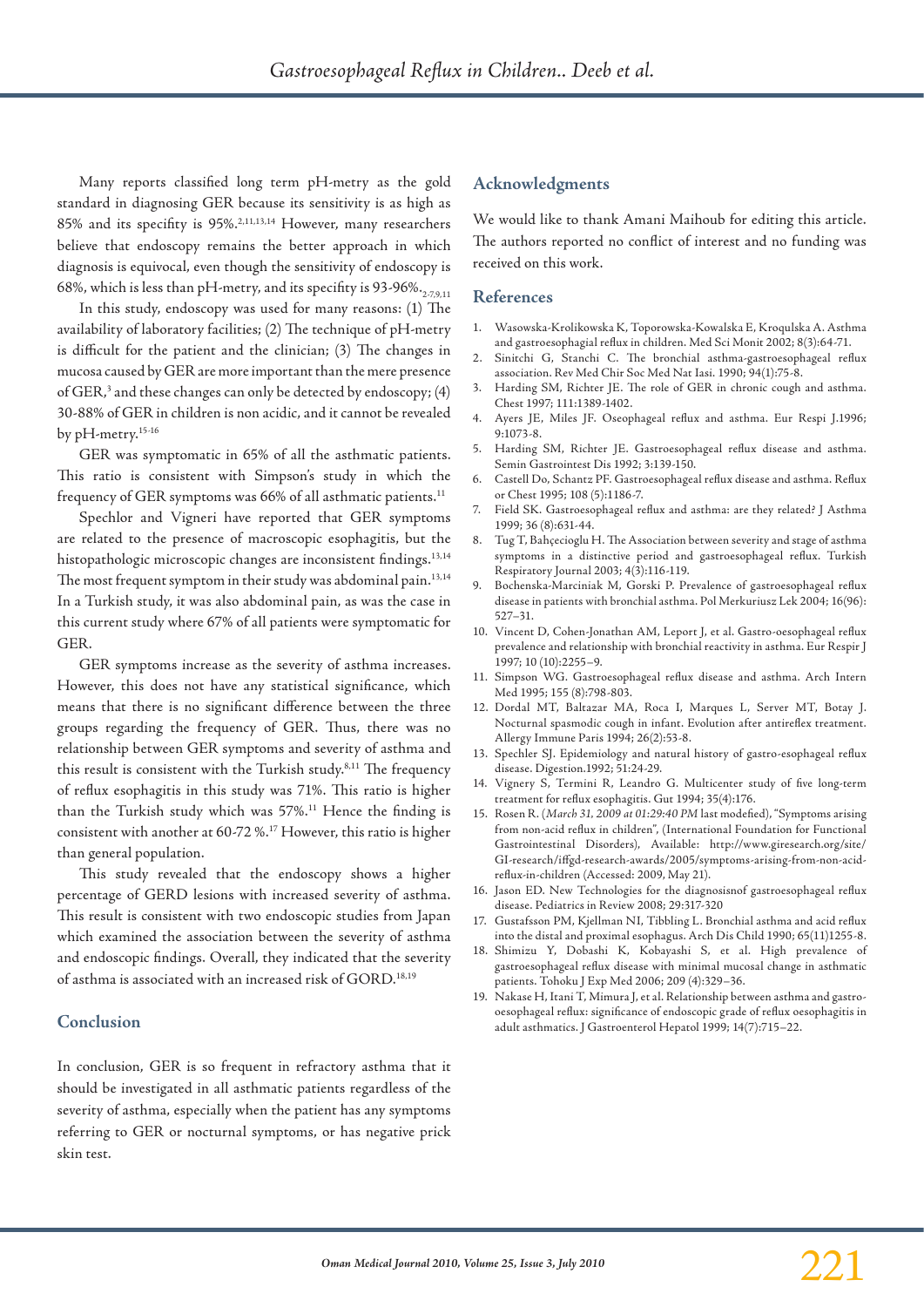Many reports classified long term pH-metry as the gold standard in diagnosing GER because its sensitivity is as high as 85% and its specifity is 95%.[2,11,13,14] However, many researchers believe that endoscopy remains the better approach in which diagnosis is equivocal, even though the sensitivity of endoscopy is 68%, which is less than pH-metry, and its specifity is 93-96%.[2-7,9,11]

In this study, endoscopy was used for many reasons: (1) The availability of laboratory facilities; (2) The technique of pH-metry is difficult for the patient and the clinician; (3) The changes in mucosa caused by GER are more important than the mere presence of GER,[3] and these changes can only be detected by endoscopy; (4) 30-88% of GER in children is non acidic, and it cannot be revealed by pH-metry.[15-16]

GER was symptomatic in 65% of all the asthmatic patients. This ratio is consistent with Simpson's study in which the frequency of GER symptoms was 66% of all asthmatic patients.[11]

Spechlor and Vigneri have reported that GER symptoms are related to the presence of macroscopic esophagitis, but the histopathologic microscopic changes are inconsistent findings.[13,14] The most frequent symptom in their study was abdominal pain.[13,14] In a Turkish study, it was also abdominal pain, as was the case in this current study where 67% of all patients were symptomatic for GER.

GER symptoms increase as the severity of asthma increases. However, this does not have any statistical significance, which means that there is no significant difference between the three groups regarding the frequency of GER. Thus, there was no relationship between GER symptoms and severity of asthma and this result is consistent with the Turkish study.[8,11] The frequency of reflux esophagitis in this study was 71%. This ratio is higher than the Turkish study which was 57%.[11] Hence the finding is consistent with another at 60-72 %.[17] However, this ratio is higher than general population.

This study revealed that the endoscopy shows a higher percentage of GERD lesions with increased severity of asthma. This result is consistent with two endoscopic studies from Japan which examined the association between the severity of asthma and endoscopic findings. Overall, they indicated that the severity of asthma is associated with an increased risk of GORD.[18,19]

## Conclusion

In conclusion, GER is so frequent in refractory asthma that it should be investigated in all asthmatic patients regardless of the severity of asthma, especially when the patient has any symptoms referring to GER or nocturnal symptoms, or has negative prick skin test.

## Acknowledgments

We would like to thank Amani Maihoub for editing this article. The authors reported no conflict of interest and no funding was received on this work.

## References

1. Wasowska-Krolikowska K, Toporowska-Kowalska E, Kroqulska A. Asthma and gastroesophagial reflux in children. Med Sci Monit 2002; 8(3):64-71.
2. Sinitchi G, Stanchi C. The bronchial asthma-gastroesophageal reflux association. Rev Med Chir Soc Med Nat Iasi. 1990; 94(1):75-8.
3. Harding SM, Richter JE. The role of GER in chronic cough and asthma. Chest 1997; 111:1389-1402.
4. Ayers JE, Miles JF. Oseophageal reflux and asthma. Eur Respi J.1996; 9:1073-8.
5. Harding SM, Richter JE. Gastroesophageal reflux disease and asthma. Semin Gastrointest Dis 1992; 3:139-150.
6. Castell Do, Schantz PF. Gastroesophageal reflux disease and asthma. Reflux or Chest 1995; 108 (5):1186-7.
7. Field SK. Gastroesophageal reflux and asthma: are they related? J Asthma 1999; 36 (8):631-44.
8. Tug T, Bahçecioglu H. The Association between severity and stage of asthma symptoms in a distinctive period and gastroesophageal reflux. Turkish Respiratory Journal 2003; 4(3):116-119.
9. Bochenska-Marciniak M, Gorski P. Prevalence of gastroesophageal reflux disease in patients with bronchial asthma. Pol Merkuriusz Lek 2004; 16(96): 527–31.
10. Vincent D, Cohen-Jonathan AM, Leport J, et al. Gastro-oesophageal reflux prevalence and relationship with bronchial reactivity in asthma. Eur Respir J 1997; 10 (10):2255–9.
11. Simpson WG. Gastroesophageal reflux disease and asthma. Arch Intern Med 1995; 155 (8):798-803.
12. Dordal MT, Baltazar MA, Roca I, Marques L, Server MT, Botay J. Nocturnal spasmodic cough in infant. Evolution after antireflex treatment. Allergy Immune Paris 1994; 26(2):53-8.
13. Spechler SJ. Epidemiology and natural history of gastro-esophageal reflux disease. Digestion.1992; 51:24-29.
14. Vignery S, Termini R, Leandro G. Multicenter study of five long-term treatment for reflux esophagitis. Gut 1994; 35(4):176.
15. Rosen R. (*March 31, 2009 at 01:29:40 PM* last modefied), "Symptoms arising from non-acid reflux in children", (International Foundation for Functional Gastrointestinal Disorders), Available: http://www.giresearch.org/site/GI-research/iffgd-research-awards/2005/symptoms-arising-from-non-acid-reflux-in-children (Accessed: 2009, May 21).
16. Jason ED. New Technologies for the diagnosisnof gastroesophageal reflux disease. Pediatrics in Review 2008; 29:317-320
17. Gustafsson PM, Kjellman NI, Tibbling L. Bronchial asthma and acid reflux into the distal and proximal esophagus. Arch Dis Child 1990; 65(11)1255-8.
18. Shimizu Y, Dobashi K, Kobayashi S, et al. High prevalence of gastroesophageal reflux disease with minimal mucosal change in asthmatic patients. Tohoku J Exp Med 2006; 209 (4):329–36.
19. Nakase H, Itani T, Mimura J, et al. Relationship between asthma and gastro-oesophageal reflux: significance of endoscopic grade of reflux oesophagitis in adult asthmatics. J Gastroenterol Hepatol 1999; 14(7):715–22.